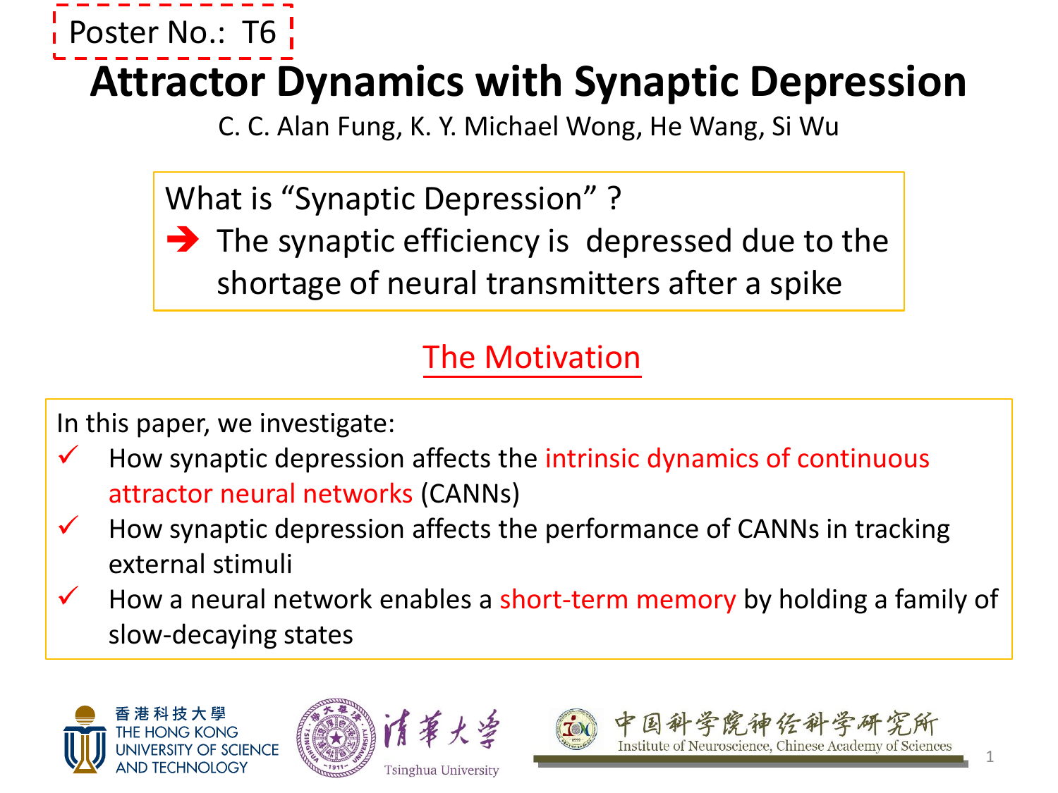Poster No.: T6

# Attractor Dynamics with Synaptic Depression

C. C. Alan Fung, K. Y. Michael Wong, He Wang, Si Wu

What is "Synaptic Depression" ?

➔ The synaptic efficiency is depressed due to the shortage of neural transmitters after a spike

## The Motivation

In this paper, we investigate:

- ✓ How synaptic depression affects the intrinsic dynamics of continuous attractor neural networks (CANNs)
- ✓ How synaptic depression affects the performance of CANNs in tracking external stimuli
- ✓ How a neural network enables a short-term memory by holding a family of slow-decaying states

香港科技大學 THE HONG KONG UNIVERSITY OF SCIENCE AND TECHNOLOGY

清華大學 Tsinghua University

中国科学院神经科学研究所 Institute of Neuroscience, Chinese Academy of Sciences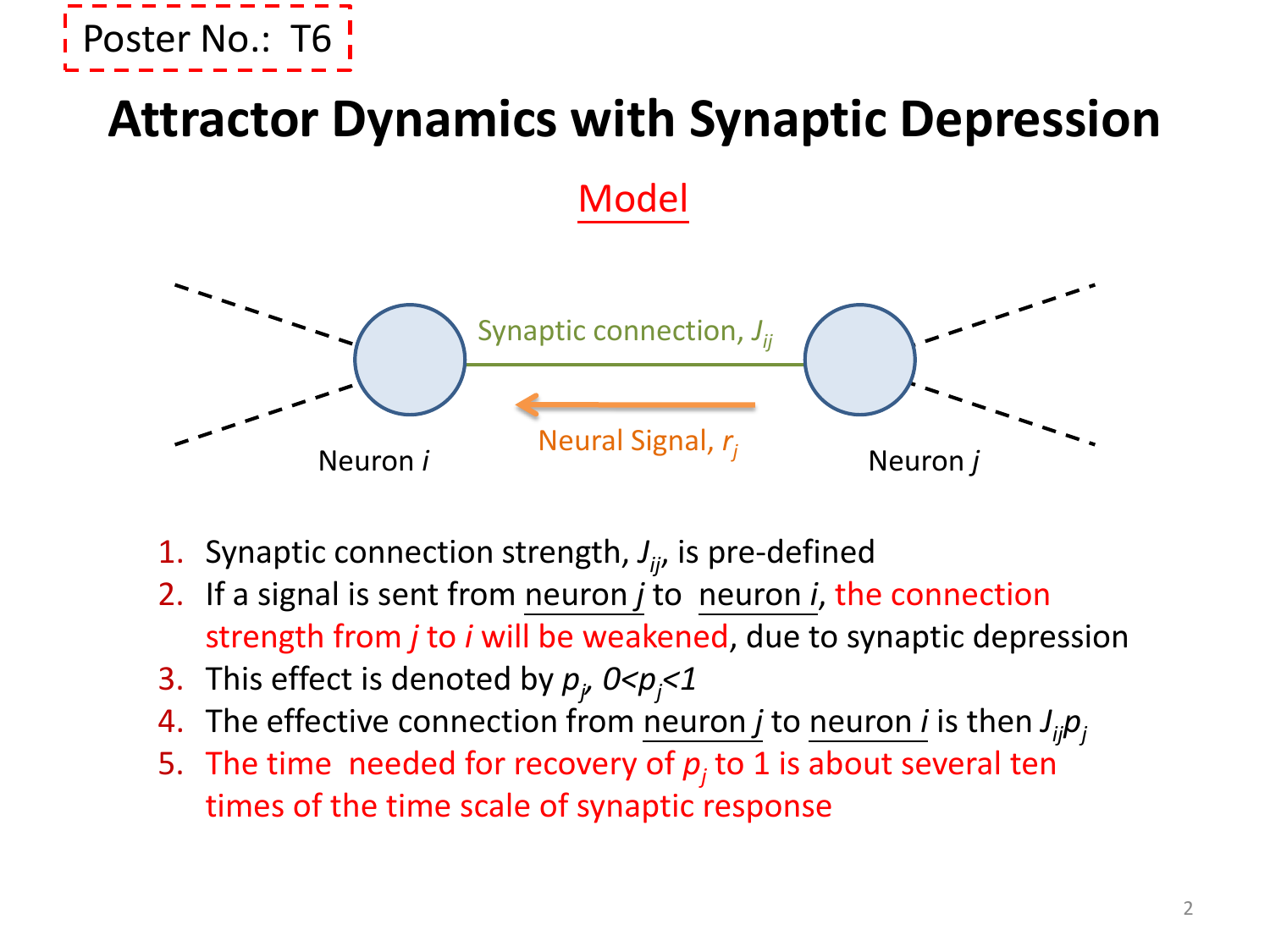Poster No.: T6

# Attractor Dynamics with Synaptic Depression

## Model

Synaptic connection, $J_{ij}$

Neural Signal, $r_j$

Neuron *i* Neuron *j*

1. Synaptic connection strength, $J_{ij}$, is pre-defined
2. If a signal is sent from neuron *j* to neuron *i*, the connection strength from *j* to *i* will be weakened, due to synaptic depression
3. This effect is denoted by $p_j$, $0<p_j<1$
4. The effective connection from neuron *j* to neuron *i* is then $J_{ij}p_j$
5. The time needed for recovery of $p_j$ to 1 is about several ten times of the time scale of synaptic response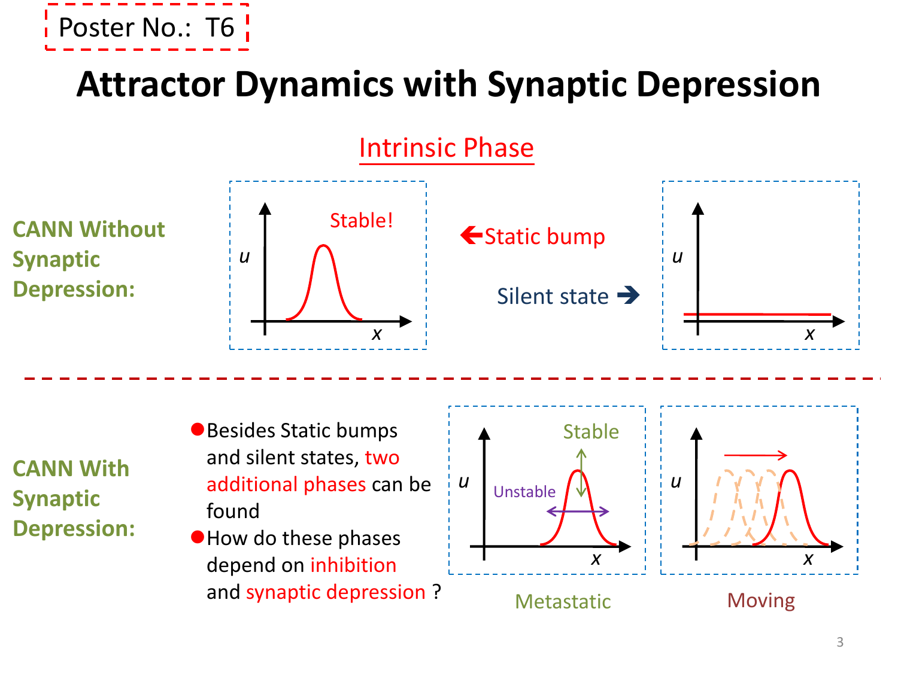Poster No.: T6

# Attractor Dynamics with Synaptic Depression

## Intrinsic Phase

**CANN Without Synaptic Depression:**

Stable!

$u$

$x$

← Static bump

Silent state →

$u$

$x$

**CANN With Synaptic Depression:**

- Besides Static bumps and silent states, two additional phases can be found
- How do these phases depend on inhibition and synaptic depression ?

Stable

Unstable

$u$

$x$

Metastatic

$u$

$x$

Moving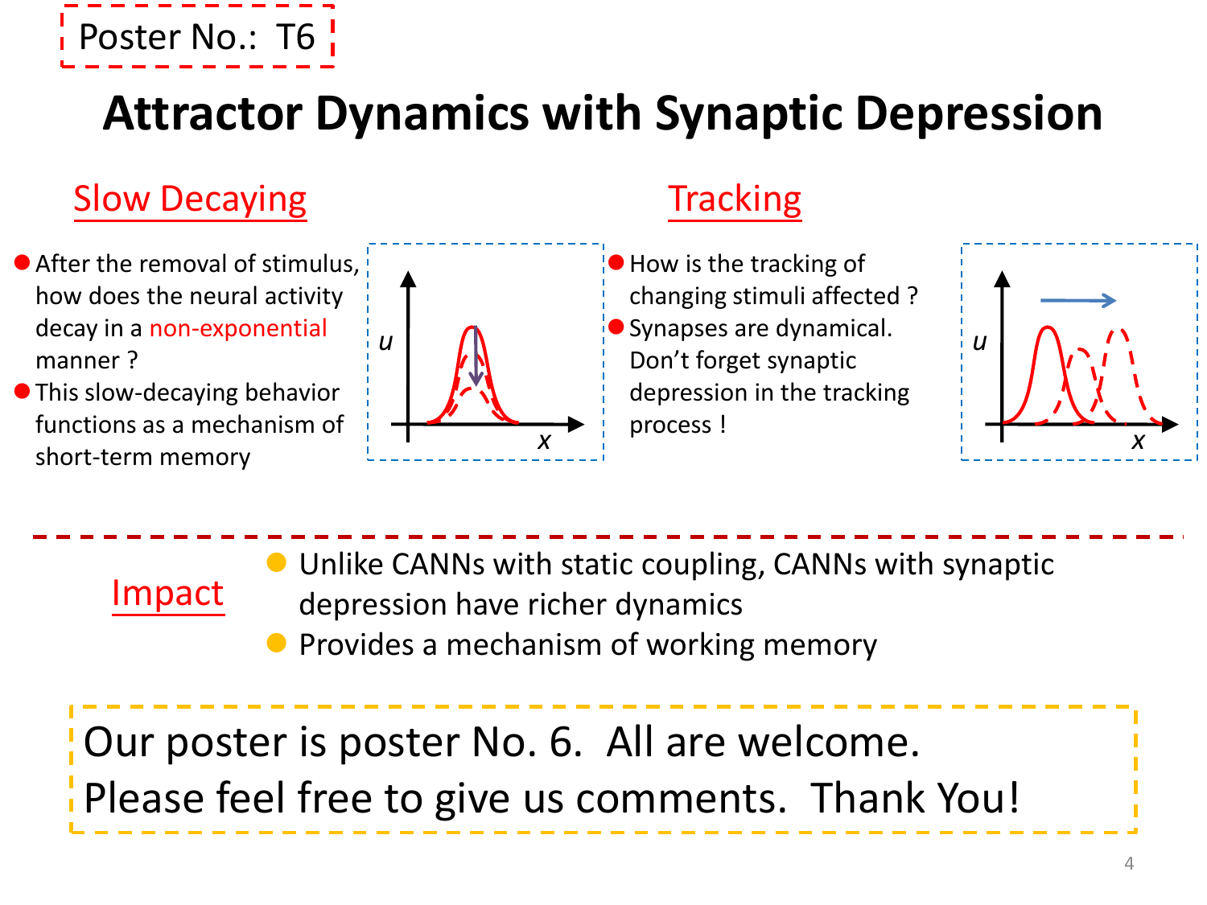Poster No.: T6

# Attractor Dynamics with Synaptic Depression

## Slow Decaying

- After the removal of stimulus, how does the neural activity decay in a non-exponential manner ?
- This slow-decaying behavior functions as a mechanism of short-term memory

u

x

## Tracking

- How is the tracking of changing stimuli affected ?
- Synapses are dynamical. Don't forget synaptic depression in the tracking process !

u

x

## Impact

- Unlike CANNs with static coupling, CANNs with synaptic depression have richer dynamics
- Provides a mechanism of working memory

Our poster is poster No. 6. All are welcome.
Please feel free to give us comments. Thank You!